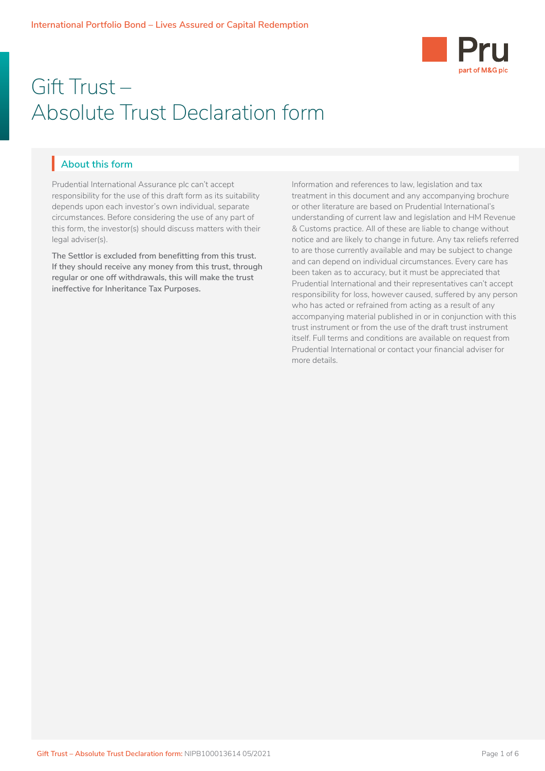International Portfolio Bond – Lives Assured or Capital Redemption

# Gift Trust – Absolute Trust Declaration form

## About this form

Prudential International Assurance plc can't accept responsibility for the use of this draft form as its suitability depends upon each investor's own individual, separate circumstances. Before considering the use of any part of this form, the investor(s) should discuss matters with their legal adviser(s).

**The Settlor is excluded from benefitting from this trust. If they should receive any money from this trust, through regular or one off withdrawals, this will make the trust ineffective for Inheritance Tax Purposes.**

Information and references to law, legislation and tax treatment in this document and any accompanying brochure or other literature are based on Prudential International's understanding of current law and legislation and HM Revenue & Customs practice. All of these are liable to change without notice and are likely to change in future. Any tax reliefs referred to are those currently available and may be subject to change and can depend on individual circumstances. Every care has been taken as to accuracy, but it must be appreciated that Prudential International and their representatives can't accept responsibility for loss, however caused, suffered by any person who has acted or refrained from acting as a result of any accompanying material published in or in conjunction with this trust instrument or from the use of the draft trust instrument itself. Full terms and conditions are available on request from Prudential International or contact your financial adviser for more details.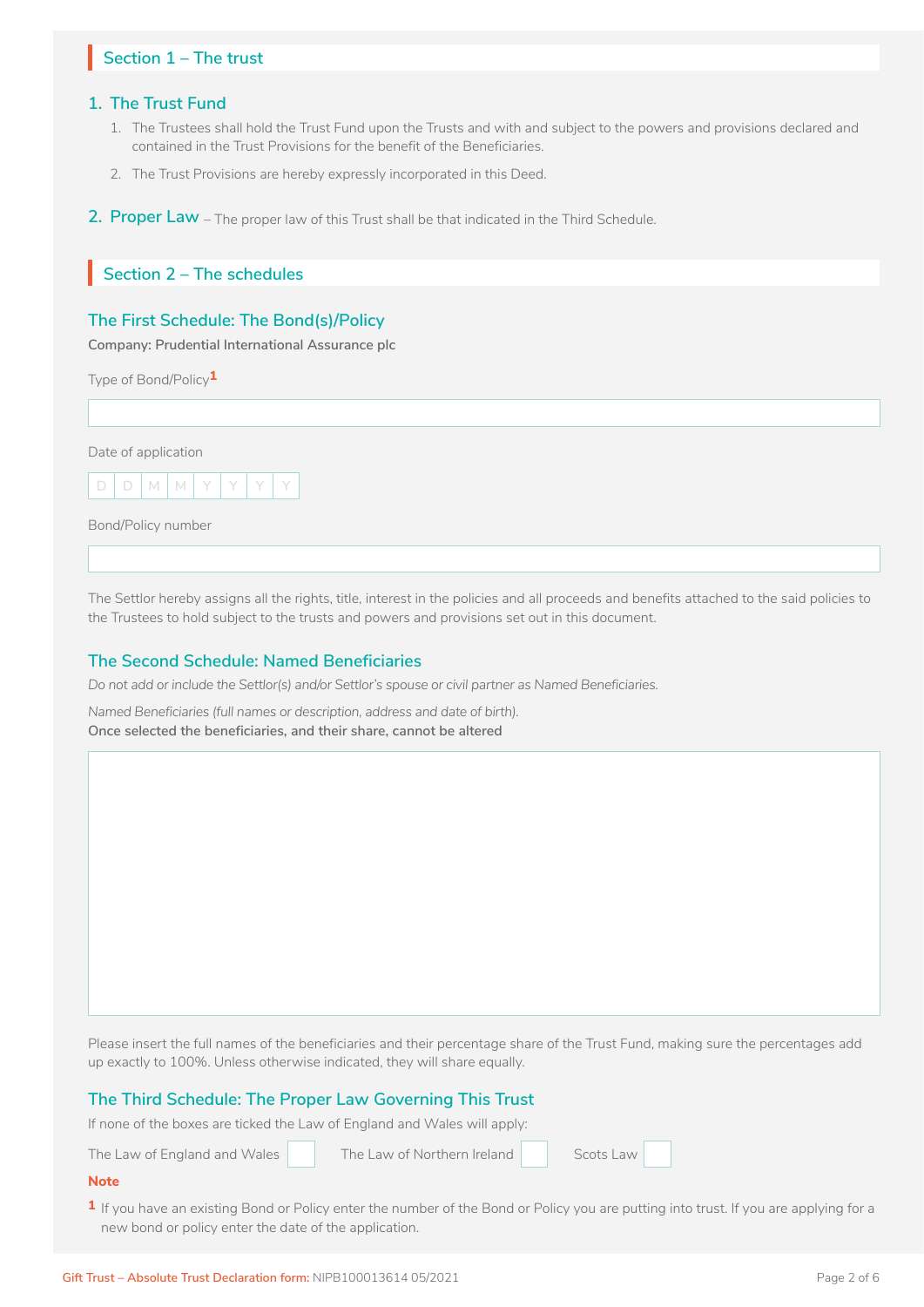## Section 1 – The trust

### 1. The Trust Fund

1. The Trustees shall hold the Trust Fund upon the Trusts and with and subject to the powers and provisions declared and contained in the Trust Provisions for the benefit of the Beneficiaries.
2. The Trust Provisions are hereby expressly incorporated in this Deed.

### 2. Proper Law

– The proper law of this Trust shall be that indicated in the Third Schedule.

## Section 2 – The schedules

### The First Schedule: The Bond(s)/Policy

**Company: Prudential International Assurance plc**

Type of Bond/Policy[1]

Date of application

D D M M Y Y Y Y

Bond/Policy number

The Settlor hereby assigns all the rights, title, interest in the policies and all proceeds and benefits attached to the said policies to the Trustees to hold subject to the trusts and powers and provisions set out in this document.

### The Second Schedule: Named Beneficiaries

*Do not add or include the Settlor(s) and/or Settlor's spouse or civil partner as Named Beneficiaries.*

*Named Beneficiaries (full names or description, address and date of birth).*

**Once selected the beneficiaries, and their share, cannot be altered**

Please insert the full names of the beneficiaries and their percentage share of the Trust Fund, making sure the percentages add up exactly to 100%. Unless otherwise indicated, they will share equally.

### The Third Schedule: The Proper Law Governing This Trust

If none of the boxes are ticked the Law of England and Wales will apply:

The Law of England and Wales ☐ The Law of Northern Ireland ☐ Scots Law ☐

**Note**

[1] If you have an existing Bond or Policy enter the number of the Bond or Policy you are putting into trust. If you are applying for a new bond or policy enter the date of the application.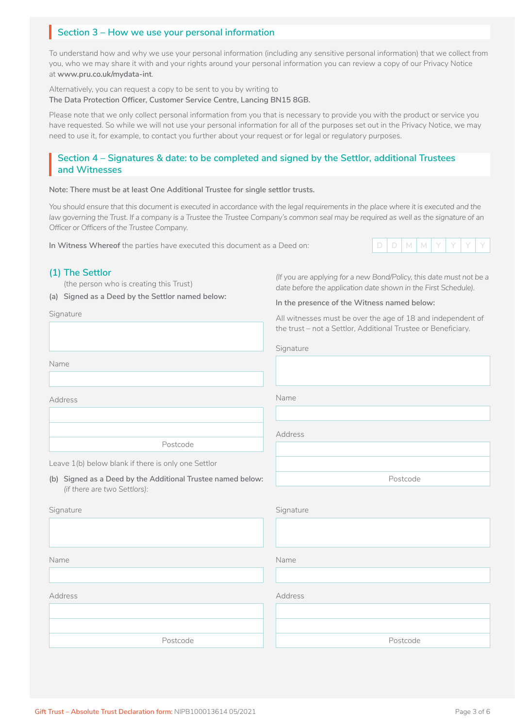## Section 3 – How we use your personal information

To understand how and why we use your personal information (including any sensitive personal information) that we collect from you, who we may share it with and your rights around your personal information you can review a copy of our Privacy Notice at **www.pru.co.uk/mydata-int**.

Alternatively, you can request a copy to be sent to you by writing to
**The Data Protection Officer, Customer Service Centre, Lancing BN15 8GB.**

Please note that we only collect personal information from you that is necessary to provide you with the product or service you have requested. So while we will not use your personal information for all of the purposes set out in the Privacy Notice, we may need to use it, for example, to contact you further about your request or for legal or regulatory purposes.

## Section 4 – Signatures & date: to be completed and signed by the Settlor, additional Trustees and Witnesses

**Note: There must be at least One Additional Trustee for single settlor trusts.**

*You should ensure that this document is executed in accordance with the legal requirements in the place where it is executed and the law governing the Trust. If a company is a Trustee the Trustee Company's common seal may be required as well as the signature of an Officer or Officers of the Trustee Company.*

**In Witness Whereof** the parties have executed this document as a Deed on: D D M M Y Y Y Y

*(If you are applying for a new Bond/Policy, this date must not be a date before the application date shown in the First Schedule).*

### (1) The Settlor

(the person who is creating this Trust)

**(a) Signed as a Deed by the Settlor named below:**

Signature

Name

Address

Postcode

**In the presence of the Witness named below:**

All witnesses must be over the age of 18 and independent of the trust – not a Settlor, Additional Trustee or Beneficiary.

Signature

Name

Address

Postcode

Leave 1(b) below blank if there is only one Settlor

**(b) Signed as a Deed by the Additional Trustee named below:** *(if there are two Settlors):*

Signature

Name

Address

Postcode

Signature

Name

Address

Postcode

Gift Trust – Absolute Trust Declaration form: NIPB100013614 05/2021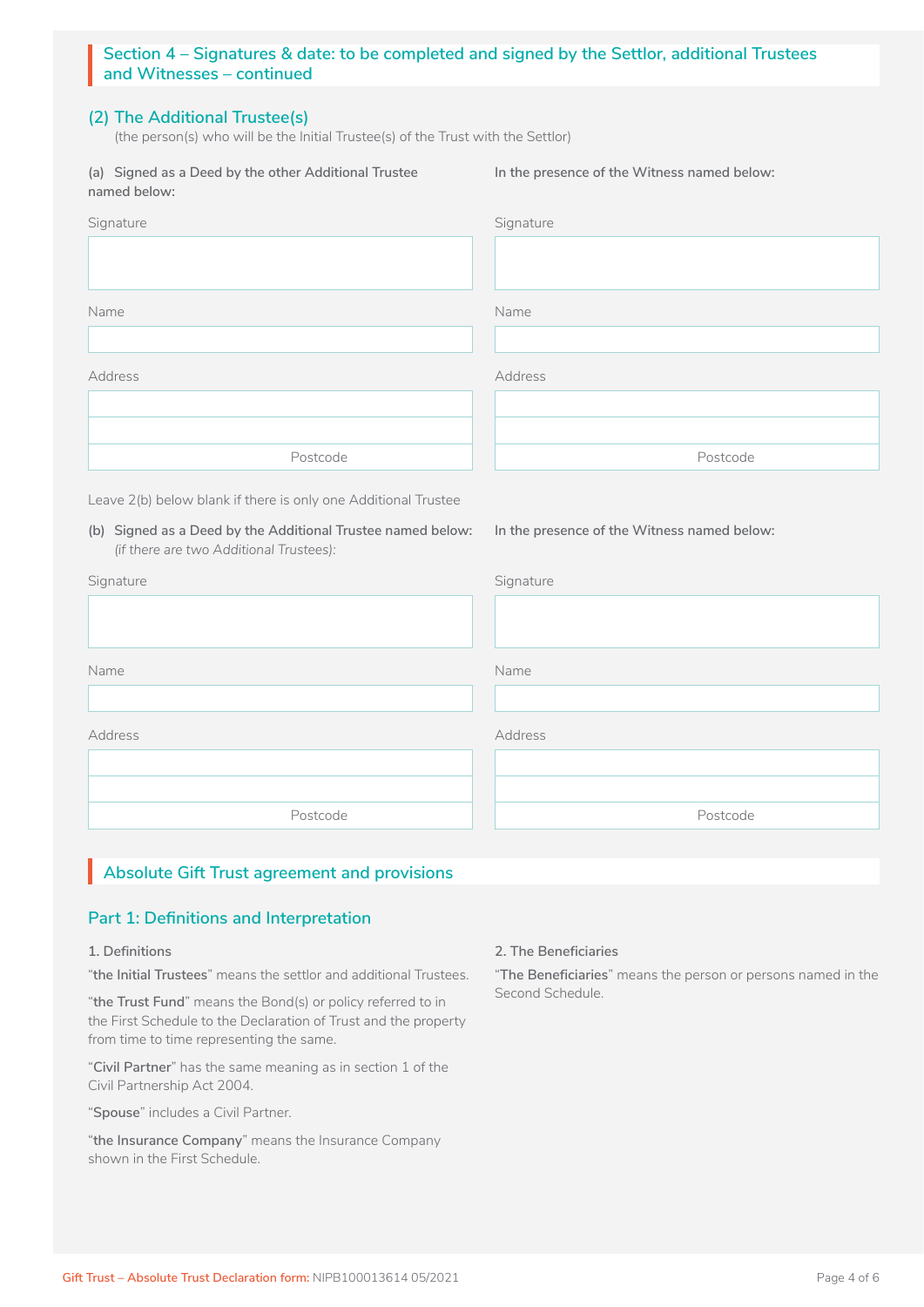## Section 4 – Signatures & date: to be completed and signed by the Settlor, additional Trustees and Witnesses – continued

### (2) The Additional Trustee(s)

(the person(s) who will be the Initial Trustee(s) of the Trust with the Settlor)

**(a) Signed as a Deed by the other Additional Trustee named below:**

Signature

Name

Address

Postcode

**In the presence of the Witness named below:**

Signature

Name

Address

Postcode

Leave 2(b) below blank if there is only one Additional Trustee

**(b) Signed as a Deed by the Additional Trustee named below:** *(if there are two Additional Trustees):*

Signature

Name

Address

Postcode

**In the presence of the Witness named below:**

Signature

Name

Address

Postcode

## Absolute Gift Trust agreement and provisions

### Part 1: Definitions and Interpretation

**1. Definitions**

"**the Initial Trustees**" means the settlor and additional Trustees.

"**the Trust Fund**" means the Bond(s) or policy referred to in the First Schedule to the Declaration of Trust and the property from time to time representing the same.

"**Civil Partner**" has the same meaning as in section 1 of the Civil Partnership Act 2004.

"**Spouse**" includes a Civil Partner.

"**the Insurance Company**" means the Insurance Company shown in the First Schedule.

**2. The Beneficiaries**

"**The Beneficiaries**" means the person or persons named in the Second Schedule.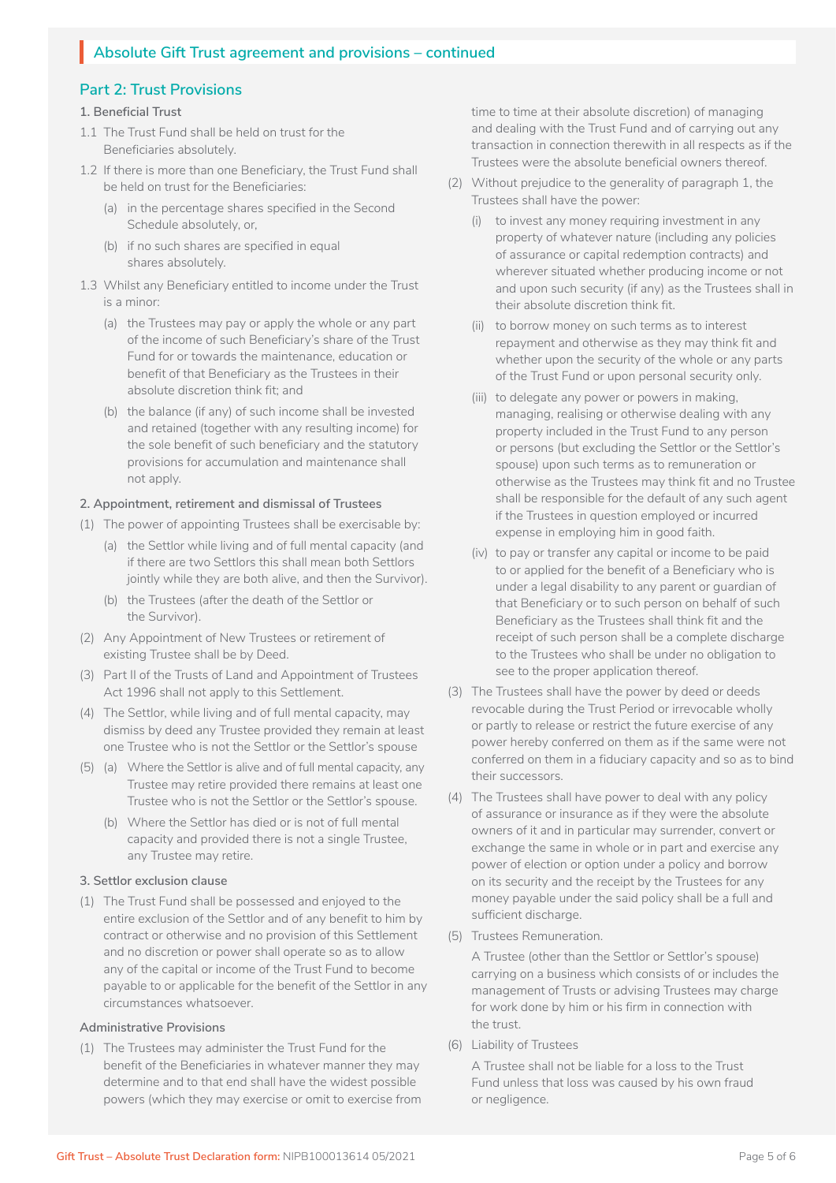## Absolute Gift Trust agreement and provisions – continued

## Part 2: Trust Provisions

**1. Beneficial Trust**

1.1 The Trust Fund shall be held on trust for the Beneficiaries absolutely.

1.2 If there is more than one Beneficiary, the Trust Fund shall be held on trust for the Beneficiaries:

(a) in the percentage shares specified in the Second Schedule absolutely, or,

(b) if no such shares are specified in equal shares absolutely.

1.3 Whilst any Beneficiary entitled to income under the Trust is a minor:

(a) the Trustees may pay or apply the whole or any part of the income of such Beneficiary's share of the Trust Fund for or towards the maintenance, education or benefit of that Beneficiary as the Trustees in their absolute discretion think fit; and

(b) the balance (if any) of such income shall be invested and retained (together with any resulting income) for the sole benefit of such beneficiary and the statutory provisions for accumulation and maintenance shall not apply.

**2. Appointment, retirement and dismissal of Trustees**

(1) The power of appointing Trustees shall be exercisable by:

(a) the Settlor while living and of full mental capacity (and if there are two Settlors this shall mean both Settlors jointly while they are both alive, and then the Survivor).

(b) the Trustees (after the death of the Settlor or the Survivor).

(2) Any Appointment of New Trustees or retirement of existing Trustee shall be by Deed.

(3) Part II of the Trusts of Land and Appointment of Trustees Act 1996 shall not apply to this Settlement.

(4) The Settlor, while living and of full mental capacity, may dismiss by deed any Trustee provided they remain at least one Trustee who is not the Settlor or the Settlor's spouse

(5) (a) Where the Settlor is alive and of full mental capacity, any Trustee may retire provided there remains at least one Trustee who is not the Settlor or the Settlor's spouse.

(b) Where the Settlor has died or is not of full mental capacity and provided there is not a single Trustee, any Trustee may retire.

**3. Settlor exclusion clause**

(1) The Trust Fund shall be possessed and enjoyed to the entire exclusion of the Settlor and of any benefit to him by contract or otherwise and no provision of this Settlement and no discretion or power shall operate so as to allow any of the capital or income of the Trust Fund to become payable to or applicable for the benefit of the Settlor in any circumstances whatsoever.

**Administrative Provisions**

(1) The Trustees may administer the Trust Fund for the benefit of the Beneficiaries in whatever manner they may determine and to that end shall have the widest possible powers (which they may exercise or omit to exercise from time to time at their absolute discretion) of managing and dealing with the Trust Fund and of carrying out any transaction in connection therewith in all respects as if the Trustees were the absolute beneficial owners thereof.

(2) Without prejudice to the generality of paragraph 1, the Trustees shall have the power:

(i) to invest any money requiring investment in any property of whatever nature (including any policies of assurance or capital redemption contracts) and wherever situated whether producing income or not and upon such security (if any) as the Trustees shall in their absolute discretion think fit.

(ii) to borrow money on such terms as to interest repayment and otherwise as they may think fit and whether upon the security of the whole or any parts of the Trust Fund or upon personal security only.

(iii) to delegate any power or powers in making, managing, realising or otherwise dealing with any property included in the Trust Fund to any person or persons (but excluding the Settlor or the Settlor's spouse) upon such terms as to remuneration or otherwise as the Trustees may think fit and no Trustee shall be responsible for the default of any such agent if the Trustees in question employed or incurred expense in employing him in good faith.

(iv) to pay or transfer any capital or income to be paid to or applied for the benefit of a Beneficiary who is under a legal disability to any parent or guardian of that Beneficiary or to such person on behalf of such Beneficiary as the Trustees shall think fit and the receipt of such person shall be a complete discharge to the Trustees who shall be under no obligation to see to the proper application thereof.

(3) The Trustees shall have the power by deed or deeds revocable during the Trust Period or irrevocable wholly or partly to release or restrict the future exercise of any power hereby conferred on them as if the same were not conferred on them in a fiduciary capacity and so as to bind their successors.

(4) The Trustees shall have power to deal with any policy of assurance or insurance as if they were the absolute owners of it and in particular may surrender, convert or exchange the same in whole or in part and exercise any power of election or option under a policy and borrow on its security and the receipt by the Trustees for any money payable under the said policy shall be a full and sufficient discharge.

(5) Trustees Remuneration.

A Trustee (other than the Settlor or Settlor's spouse) carrying on a business which consists of or includes the management of Trusts or advising Trustees may charge for work done by him or his firm in connection with the trust.

(6) Liability of Trustees

A Trustee shall not be liable for a loss to the Trust Fund unless that loss was caused by his own fraud or negligence.

Gift Trust – Absolute Trust Declaration form: NIPB100013614 05/2021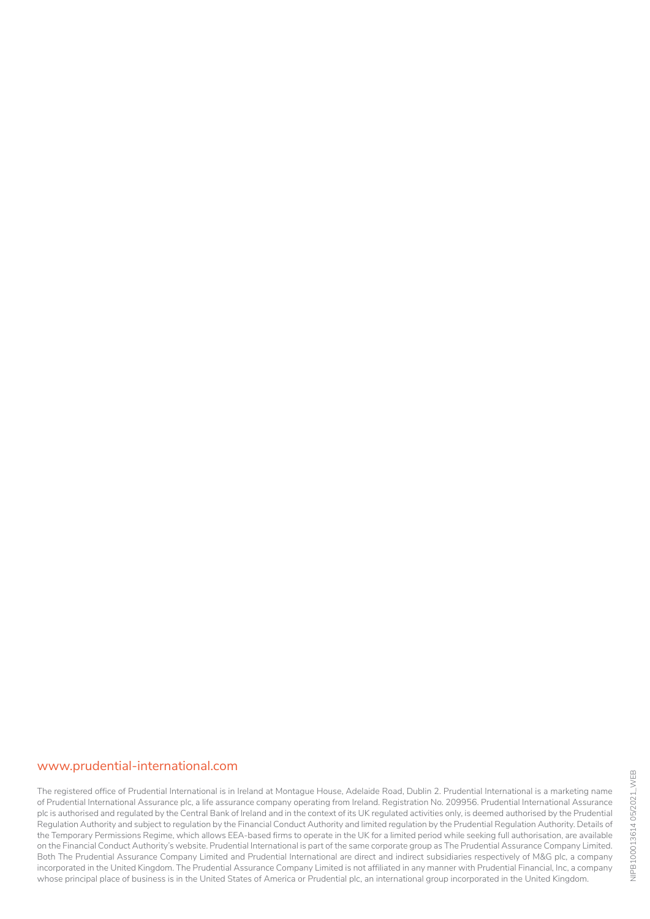www.prudential-international.com

The registered office of Prudential International is in Ireland at Montague House, Adelaide Road, Dublin 2. Prudential International is a marketing name of Prudential International Assurance plc, a life assurance company operating from Ireland. Registration No. 209956. Prudential International Assurance plc is authorised and regulated by the Central Bank of Ireland and in the context of its UK regulated activities only, is deemed authorised by the Prudential Regulation Authority and subject to regulation by the Financial Conduct Authority and limited regulation by the Prudential Regulation Authority. Details of the Temporary Permissions Regime, which allows EEA-based firms to operate in the UK for a limited period while seeking full authorisation, are available on the Financial Conduct Authority's website. Prudential International is part of the same corporate group as The Prudential Assurance Company Limited. Both The Prudential Assurance Company Limited and Prudential International are direct and indirect subsidiaries respectively of M&G plc, a company incorporated in the United Kingdom. The Prudential Assurance Company Limited is not affiliated in any manner with Prudential Financial, Inc, a company whose principal place of business is in the United States of America or Prudential plc, an international group incorporated in the United Kingdom.

NIPB100013614 05/2021_WEB